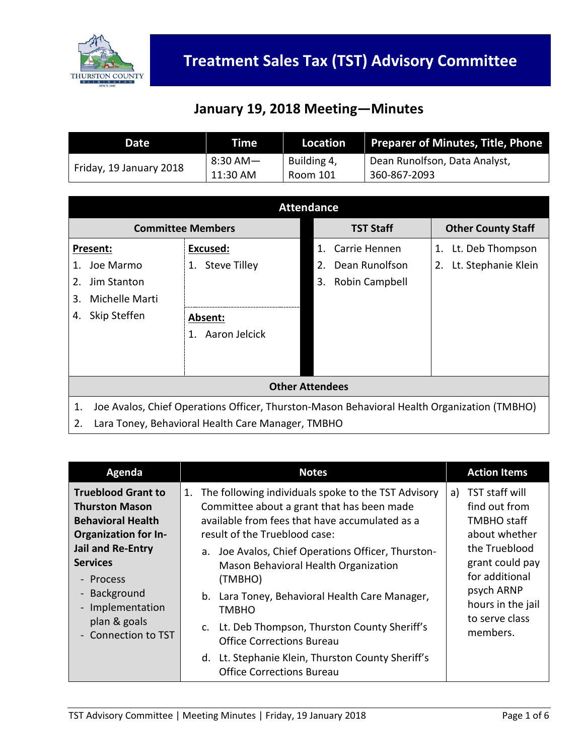# Treatment Sales Tax (TST) Advisory Committee

## January 19, 2018 Meeting—Minutes

| Date | Time | Location | Preparer of Minutes, Title, Phone |
|---|---|---|---|
| Friday, 19 January 2018 | 8:30 AM—11:30 AM | Building 4, Room 101 | Dean Runolfson, Data Analyst, 360-867-2093 |

| Attendance | | | |
|---|---|---|---|
| **Committee Members** | | **TST Staff** | **Other County Staff** |
| **Present:**<br>1. Joe Marmo<br>2. Jim Stanton<br>3. Michelle Marti<br>4. Skip Steffen | **Excused:**<br>1. Steve Tilley<br><br>**Absent:**<br>1. Aaron Jelcick | 1. Carrie Hennen<br>2. Dean Runolfson<br>3. Robin Campbell | 1. Lt. Deb Thompson<br>2. Lt. Stephanie Klein |
| **Other Attendees** | | | |
| 1. Joe Avalos, Chief Operations Officer, Thurston-Mason Behavioral Health Organization (TMBHO)<br>2. Lara Toney, Behavioral Health Care Manager, TMBHO | | | |

| Agenda | Notes | Action Items |
|---|---|---|
| **Trueblood Grant to Thurston Mason Behavioral Health Organization for In-Jail and Re-Entry Services**<br>- Process<br>- Background<br>- Implementation plan & goals<br>- Connection to TST | 1. The following individuals spoke to the TST Advisory Committee about a grant that has been made available from fees that have accumulated as a result of the Trueblood case:<br>a. Joe Avalos, Chief Operations Officer, Thurston-Mason Behavioral Health Organization (TMBHO)<br>b. Lara Toney, Behavioral Health Care Manager, TMBHO<br>c. Lt. Deb Thompson, Thurston County Sheriff's Office Corrections Bureau<br>d. Lt. Stephanie Klein, Thurston County Sheriff's Office Corrections Bureau | a) TST staff will find out from TMBHO staff about whether the Trueblood grant could pay for additional psych ARNP hours in the jail to serve class members. |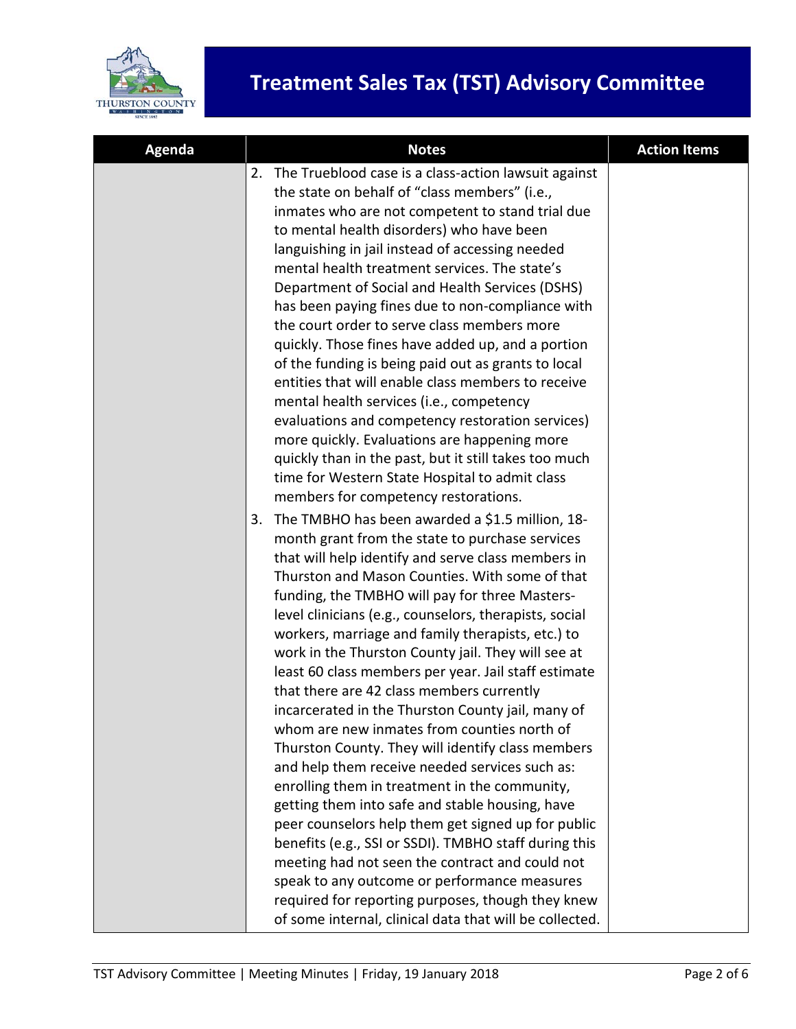# Treatment Sales Tax (TST) Advisory Committee

| Agenda | Notes | Action Items |
|---|---|---|
| | 2. The Trueblood case is a class-action lawsuit against the state on behalf of "class members" (i.e., inmates who are not competent to stand trial due to mental health disorders) who have been languishing in jail instead of accessing needed mental health treatment services. The state's Department of Social and Health Services (DSHS) has been paying fines due to non-compliance with the court order to serve class members more quickly. Those fines have added up, and a portion of the funding is being paid out as grants to local entities that will enable class members to receive mental health services (i.e., competency evaluations and competency restoration services) more quickly. Evaluations are happening more quickly than in the past, but it still takes too much time for Western State Hospital to admit class members for competency restorations.<br><br>3. The TMBHO has been awarded a $1.5 million, 18-month grant from the state to purchase services that will help identify and serve class members in Thurston and Mason Counties. With some of that funding, the TMBHO will pay for three Masters-level clinicians (e.g., counselors, therapists, social workers, marriage and family therapists, etc.) to work in the Thurston County jail. They will see at least 60 class members per year. Jail staff estimate that there are 42 class members currently incarcerated in the Thurston County jail, many of whom are new inmates from counties north of Thurston County. They will identify class members and help them receive needed services such as: enrolling them in treatment in the community, getting them into safe and stable housing, have peer counselors help them get signed up for public benefits (e.g., SSI or SSDI). TMBHO staff during this meeting had not seen the contract and could not speak to any outcome or performance measures required for reporting purposes, though they knew of some internal, clinical data that will be collected. | |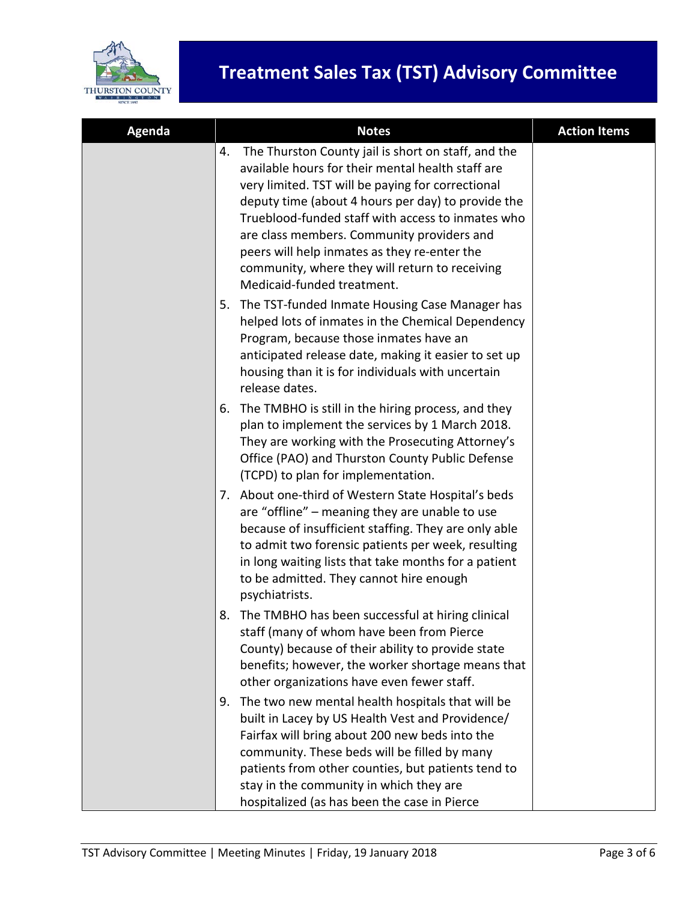# Treatment Sales Tax (TST) Advisory Committee

| Agenda | Notes | Action Items |
|---|---|---|
| | 4. The Thurston County jail is short on staff, and the available hours for their mental health staff are very limited. TST will be paying for correctional deputy time (about 4 hours per day) to provide the Trueblood-funded staff with access to inmates who are class members. Community providers and peers will help inmates as they re-enter the community, where they will return to receiving Medicaid-funded treatment.<br>5. The TST-funded Inmate Housing Case Manager has helped lots of inmates in the Chemical Dependency Program, because those inmates have an anticipated release date, making it easier to set up housing than it is for individuals with uncertain release dates.<br>6. The TMBHO is still in the hiring process, and they plan to implement the services by 1 March 2018. They are working with the Prosecuting Attorney's Office (PAO) and Thurston County Public Defense (TCPD) to plan for implementation.<br>7. About one-third of Western State Hospital's beds are "offline" – meaning they are unable to use because of insufficient staffing. They are only able to admit two forensic patients per week, resulting in long waiting lists that take months for a patient to be admitted. They cannot hire enough psychiatrists.<br>8. The TMBHO has been successful at hiring clinical staff (many of whom have been from Pierce County) because of their ability to provide state benefits; however, the worker shortage means that other organizations have even fewer staff.<br>9. The two new mental health hospitals that will be built in Lacey by US Health Vest and Providence/ Fairfax will bring about 200 new beds into the community. These beds will be filled by many patients from other counties, but patients tend to stay in the community in which they are hospitalized (as has been the case in Pierce | |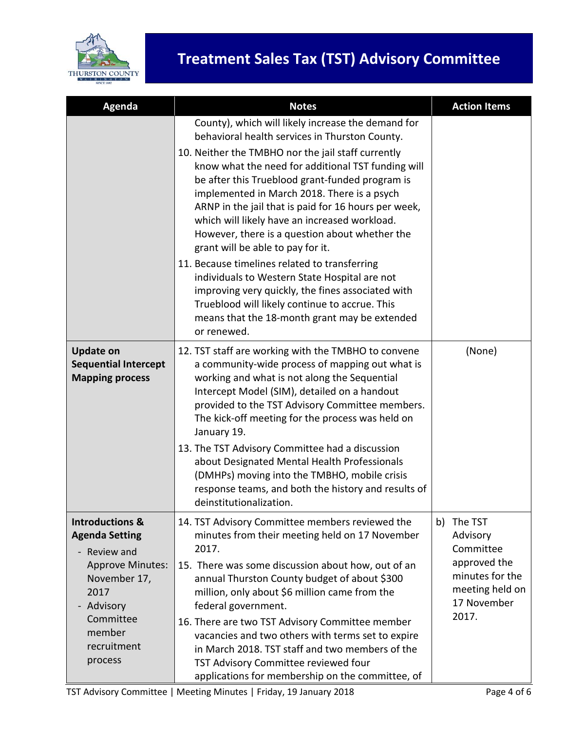# Treatment Sales Tax (TST) Advisory Committee

| Agenda | Notes | Action Items |
|---|---|---|
| | County), which will likely increase the demand for behavioral health services in Thurston County.<br>10. Neither the TMBHO nor the jail staff currently know what the need for additional TST funding will be after this Trueblood grant-funded program is implemented in March 2018. There is a psych ARNP in the jail that is paid for 16 hours per week, which will likely have an increased workload. However, there is a question about whether the grant will be able to pay for it.<br>11. Because timelines related to transferring individuals to Western State Hospital are not improving very quickly, the fines associated with Trueblood will likely continue to accrue. This means that the 18-month grant may be extended or renewed. | |
| **Update on Sequential Intercept Mapping process** | 12. TST staff are working with the TMBHO to convene a community-wide process of mapping out what is working and what is not along the Sequential Intercept Model (SIM), detailed on a handout provided to the TST Advisory Committee members. The kick-off meeting for the process was held on January 19.<br>13. The TST Advisory Committee had a discussion about Designated Mental Health Professionals (DMHPs) moving into the TMBHO, mobile crisis response teams, and both the history and results of deinstitutionalization. | (None) |
| **Introductions & Agenda Setting**<br>- Review and Approve Minutes: November 17, 2017<br>- Advisory Committee member recruitment process | 14. TST Advisory Committee members reviewed the minutes from their meeting held on 17 November 2017.<br>15. There was some discussion about how, out of an annual Thurston County budget of about $300 million, only about $6 million came from the federal government.<br>16. There are two TST Advisory Committee member vacancies and two others with terms set to expire in March 2018. TST staff and two members of the TST Advisory Committee reviewed four applications for membership on the committee, of | b) The TST Advisory Committee approved the minutes for the meeting held on 17 November 2017. |

TST Advisory Committee | Meeting Minutes | Friday, 19 January 2018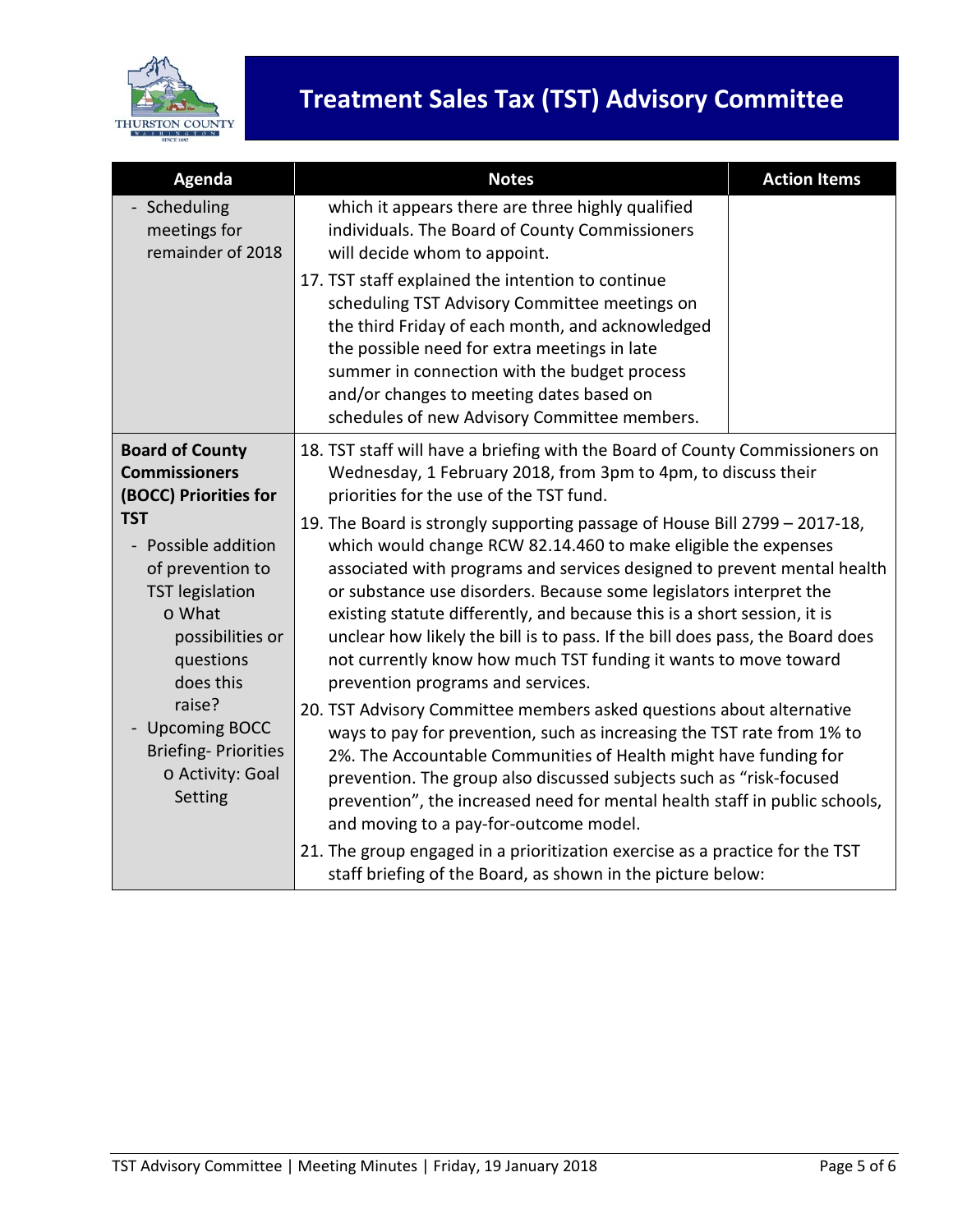# Treatment Sales Tax (TST) Advisory Committee

| Agenda | Notes | Action Items |
|---|---|---|
| - Scheduling meetings for remainder of 2018 | which it appears there are three highly qualified individuals. The Board of County Commissioners will decide whom to appoint.<br><br>17. TST staff explained the intention to continue scheduling TST Advisory Committee meetings on the third Friday of each month, and acknowledged the possible need for extra meetings in late summer in connection with the budget process and/or changes to meeting dates based on schedules of new Advisory Committee members. | |
| **Board of County Commissioners (BOCC) Priorities for TST**<br>- Possible addition of prevention to TST legislation<br>o What possibilities or questions does this raise?<br>- Upcoming BOCC Briefing- Priorities<br>o Activity: Goal Setting | 18. TST staff will have a briefing with the Board of County Commissioners on Wednesday, 1 February 2018, from 3pm to 4pm, to discuss their priorities for the use of the TST fund.<br><br>19. The Board is strongly supporting passage of House Bill 2799 – 2017-18, which would change RCW 82.14.460 to make eligible the expenses associated with programs and services designed to prevent mental health or substance use disorders. Because some legislators interpret the existing statute differently, and because this is a short session, it is unclear how likely the bill is to pass. If the bill does pass, the Board does not currently know how much TST funding it wants to move toward prevention programs and services.<br><br>20. TST Advisory Committee members asked questions about alternative ways to pay for prevention, such as increasing the TST rate from 1% to 2%. The Accountable Communities of Health might have funding for prevention. The group also discussed subjects such as "risk-focused prevention", the increased need for mental health staff in public schools, and moving to a pay-for-outcome model.<br><br>21. The group engaged in a prioritization exercise as a practice for the TST staff briefing of the Board, as shown in the picture below: | |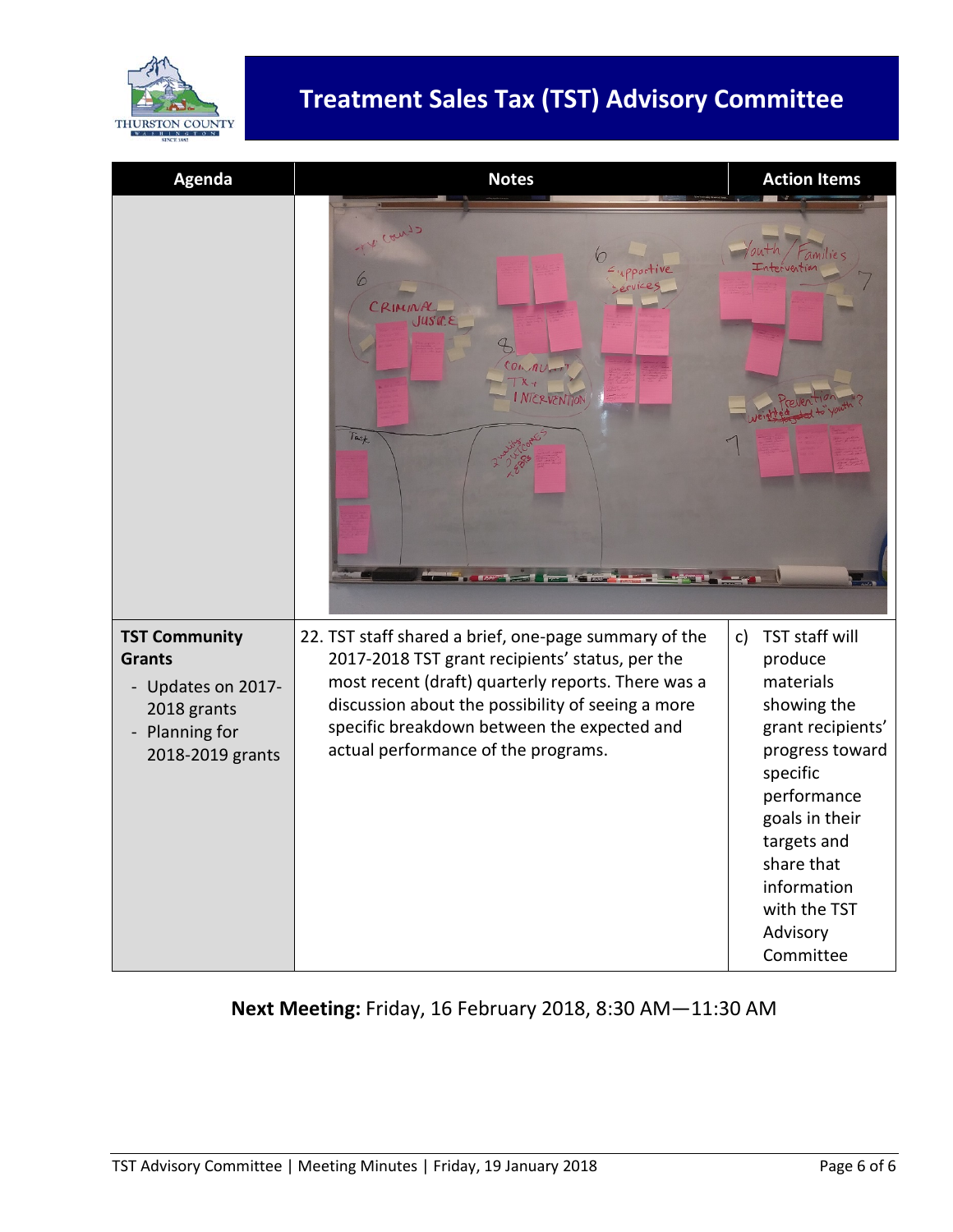# Treatment Sales Tax (TST) Advisory Committee

| Agenda | Notes | Action Items |
|---|---|---|
| | | |
| **TST Community Grants**<br>- Updates on 2017-2018 grants<br>- Planning for 2018-2019 grants | 22. TST staff shared a brief, one-page summary of the 2017-2018 TST grant recipients' status, per the most recent (draft) quarterly reports. There was a discussion about the possibility of seeing a more specific breakdown between the expected and actual performance of the programs. | c) TST staff will produce materials showing the grant recipients' progress toward specific performance goals in their targets and share that information with the TST Advisory Committee |

**Next Meeting:** Friday, 16 February 2018, 8:30 AM—11:30 AM